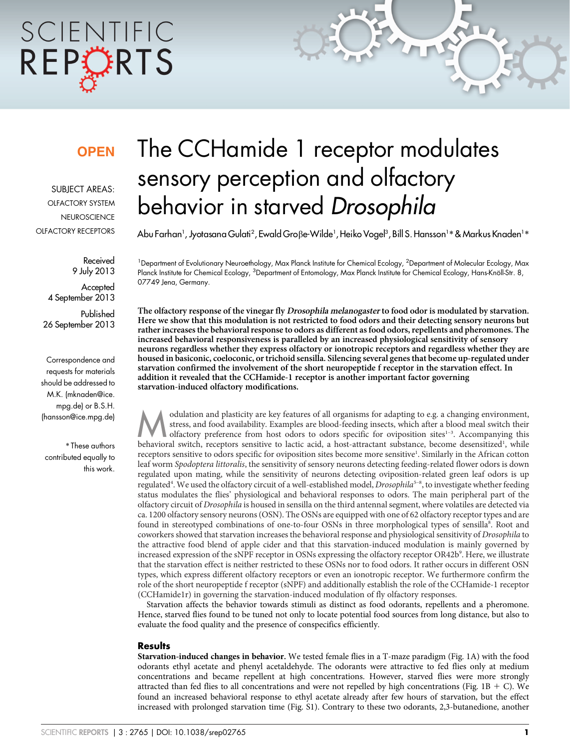**OPEN**

SUBJECT AREAS:
OLFACTORY SYSTEM
NEUROSCIENCE
OLFACTORY RECEPTORS

Received
9 July 2013

Accepted
4 September 2013

Published
26 September 2013

Correspondence and requests for materials should be addressed to M.K. (mknaden@ice.mpg.de) or B.S.H. (hansson@ice.mpg.de)

* These authors contributed equally to this work.

# The CCHamide 1 receptor modulates sensory perception and olfactory behavior in starved *Drosophila*

Abu Farhan[1], Jyotasana Gulati[2], Ewald Groβe-Wilde[1], Heiko Vogel[3], Bill S. Hansson[1]* & Markus Knaden[1]*

[1]Department of Evolutionary Neuroethology, Max Planck Institute for Chemical Ecology, [2]Department of Molecular Ecology, Max Planck Institute for Chemical Ecology, [3]Department of Entomology, Max Planck Institute for Chemical Ecology, Hans-Knöll-Str. 8, 07749 Jena, Germany.

**The olfactory response of the vinegar fly *Drosophila melanogaster* to food odor is modulated by starvation. Here we show that this modulation is not restricted to food odors and their detecting sensory neurons but rather increases the behavioral response to odors as different as food odors, repellents and pheromones. The increased behavioral responsiveness is paralleled by an increased physiological sensitivity of sensory neurons regardless whether they express olfactory or ionotropic receptors and regardless whether they are housed in basiconic, coeloconic, or trichoid sensilla. Silencing several genes that become up-regulated under starvation confirmed the involvement of the short neuropeptide f receptor in the starvation effect. In addition it revealed that the CCHamide-1 receptor is another important factor governing starvation-induced olfactory modifications.**

Modulation and plasticity are key features of all organisms for adapting to e.g. a changing environment, stress, and food availability. Examples are blood-feeding insects, which after a blood meal switch their olfactory preference from host odors to odors specific for oviposition sites[1–3]. Accompanying this behavioral switch, receptors sensitive to lactic acid, a host-attractant substance, become desensitized[1], while receptors sensitive to odors specific for oviposition sites become more sensitive[1]. Similarly in the African cotton leaf worm *Spodoptera littoralis*, the sensitivity of sensory neurons detecting feeding-related flower odors is down regulated upon mating, while the sensitivity of neurons detecting oviposition-related green leaf odors is up regulated[4]. We used the olfactory circuit of a well-established model, *Drosophila*[5–8], to investigate whether feeding status modulates the flies' physiological and behavioral responses to odors. The main peripheral part of the olfactory circuit of *Drosophila* is housed in sensilla on the third antennal segment, where volatiles are detected via ca. 1200 olfactory sensory neurons (OSN). The OSNs are equipped with one of 62 olfactory receptor types and are found in stereotyped combinations of one-to-four OSNs in three morphological types of sensilla[8]. Root and coworkers showed that starvation increases the behavioral response and physiological sensitivity of *Drosophila* to the attractive food blend of apple cider and that this starvation-induced modulation is mainly governed by increased expression of the sNPF receptor in OSNs expressing the olfactory receptor OR42b[9]. Here, we illustrate that the starvation effect is neither restricted to these OSNs nor to food odors. It rather occurs in different OSN types, which express different olfactory receptors or even an ionotropic receptor. We furthermore confirm the role of the short neuropeptide f receptor (sNPF) and additionally establish the role of the CCHamide-1 receptor (CCHamide1r) in governing the starvation-induced modulation of fly olfactory responses.

Starvation affects the behavior towards stimuli as distinct as food odorants, repellents and a pheromone. Hence, starved flies found to be tuned not only to locate potential food sources from long distance, but also to evaluate the food quality and the presence of conspecifics efficiently.

## Results

**Starvation-induced changes in behavior.** We tested female flies in a T-maze paradigm (Fig. 1A) with the food odorants ethyl acetate and phenyl acetaldehyde. The odorants were attractive to fed flies only at medium concentrations and became repellent at high concentrations. However, starved flies were more strongly attracted than fed flies to all concentrations and were not repelled by high concentrations (Fig. 1B + C). We found an increased behavioral response to ethyl acetate already after few hours of starvation, but the effect increased with prolonged starvation time (Fig. S1). Contrary to these two odorants, 2,3-butanedione, another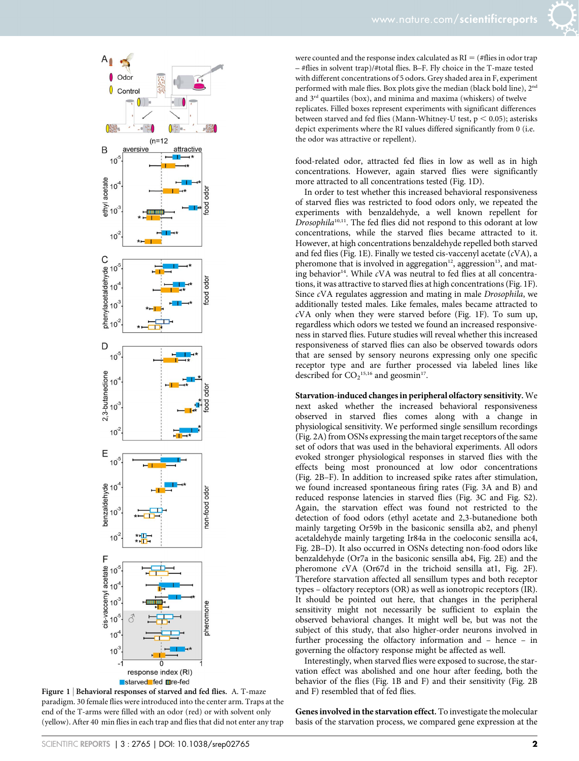**Figure 1 | Behavioral responses of starved and fed flies.** A. T-maze paradigm. 30 female flies were introduced into the center arm. Traps at the end of the T-arms were filled with an odor (red) or with solvent only (yellow). After 40 min flies in each trap and flies that did not enter any trap were counted and the response index calculated as RI = (#flies in odor trap – #flies in solvent trap)/#total flies. B–F. Fly choice in the T-maze tested with different concentrations of 5 odors. Grey shaded area in F, experiment performed with male flies. Box plots give the median (black bold line), 2nd and 3rd quartiles (box), and minima and maxima (whiskers) of twelve replicates. Filled boxes represent experiments with significant differences between starved and fed flies (Mann-Whitney-U test, $p < 0.05$); asterisks depict experiments where the RI values differed significantly from 0 (i.e. the odor was attractive or repellent).

food-related odor, attracted fed flies in low as well as in high concentrations. However, again starved flies were significantly more attracted to all concentrations tested (Fig. 1D).

In order to test whether this increased behavioral responsiveness of starved flies was restricted to food odors only, we repeated the experiments with benzaldehyde, a well known repellent for *Drosophila*[10,11]. The fed flies did not respond to this odorant at low concentrations, while the starved flies became attracted to it. However, at high concentrations benzaldehyde repelled both starved and fed flies (Fig. 1E). Finally we tested cis-vaccenyl acetate (*c*VA), a pheromone that is involved in aggregation[12], aggression[13], and mating behavior[14]. While *c*VA was neutral to fed flies at all concentrations, it was attractive to starved flies at high concentrations (Fig. 1F). Since *c*VA regulates aggression and mating in male *Drosophila*, we additionally tested males. Like females, males became attracted to *c*VA only when they were starved before (Fig. 1F). To sum up, regardless which odors we tested we found an increased responsiveness in starved flies. Future studies will reveal whether this increased responsiveness of starved flies can also be observed towards odors that are sensed by sensory neurons expressing only one specific receptor type and are further processed via labeled lines like described for $CO_2$[15,16] and geosmin[17].

**Starvation-induced changes in peripheral olfactory sensitivity.** We next asked whether the increased behavioral responsiveness observed in starved flies comes along with a change in physiological sensitivity. We performed single sensillum recordings (Fig. 2A) from OSNs expressing the main target receptors of the same set of odors that was used in the behavioral experiments. All odors evoked stronger physiological responses in starved flies with the effects being most pronounced at low odor concentrations (Fig. 2B–F). In addition to increased spike rates after stimulation, we found increased spontaneous firing rates (Fig. 3A and B) and reduced response latencies in starved flies (Fig. 3C and Fig. S2). Again, the starvation effect was found not restricted to the detection of food odors (ethyl acetate and 2,3-butanedione both mainly targeting Or59b in the basiconic sensilla ab2, and phenyl acetaldehyde mainly targeting Ir84a in the coeloconic sensilla ac4, Fig. 2B–D). It also occurred in OSNs detecting non-food odors like benzaldehyde (Or7a in the basiconic sensilla ab4, Fig. 2E) and the pheromone *c*VA (Or67d in the trichoid sensilla at1, Fig. 2F). Therefore starvation affected all sensillum types and both receptor types – olfactory receptors (OR) as well as ionotropic receptors (IR). It should be pointed out here, that changes in the peripheral sensitivity might not necessarily be sufficient to explain the observed behavioral changes. It might well be, but was not the subject of this study, that also higher-order neurons involved in further processing the olfactory information and – hence – in governing the olfactory response might be affected as well.

Interestingly, when starved flies were exposed to sucrose, the starvation effect was abolished and one hour after feeding, both the behavior of the flies (Fig. 1B and F) and their sensitivity (Fig. 2B and F) resembled that of fed flies.

**Genes involved in the starvation effect.** To investigate the molecular basis of the starvation process, we compared gene expression at the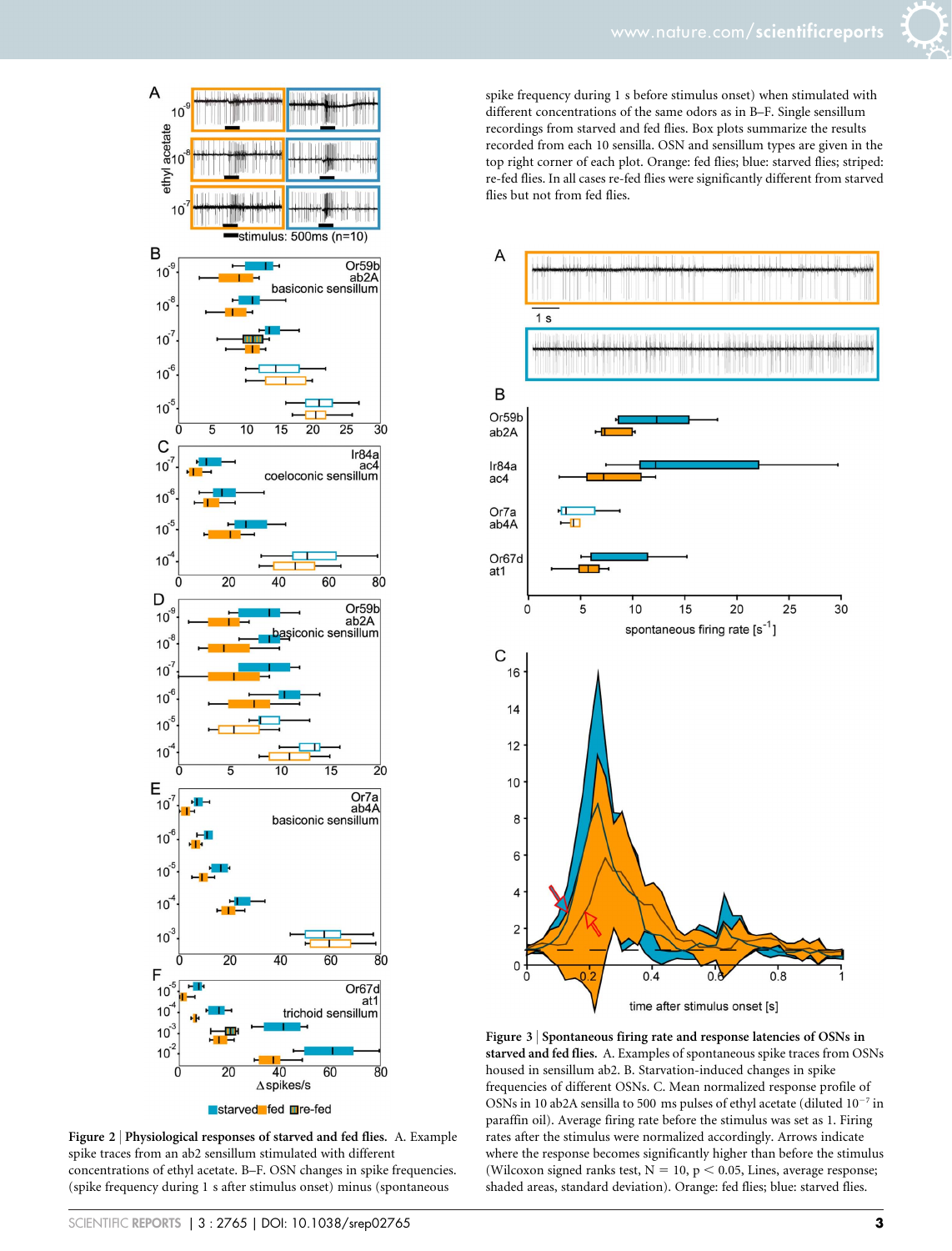**Figure 2 | Physiological responses of starved and fed flies.** A. Example spike traces from an ab2 sensillum stimulated with different concentrations of ethyl acetate. B–F. OSN changes in spike frequencies. (spike frequency during 1 s after stimulus onset) minus (spontaneous spike frequency during 1 s before stimulus onset) when stimulated with different concentrations of the same odors as in B–F. Single sensillum recordings from starved and fed flies. Box plots summarize the results recorded from each 10 sensilla. OSN and sensillum types are given in the top right corner of each plot. Orange: fed flies; blue: starved flies; striped: re-fed flies. In all cases re-fed flies were significantly different from starved flies but not from fed flies.

**Figure 3 | Spontaneous firing rate and response latencies of OSNs in starved and fed flies.** A. Examples of spontaneous spike traces from OSNs housed in sensillum ab2. B. Starvation-induced changes in spike frequencies of different OSNs. C. Mean normalized response profile of OSNs in 10 ab2A sensilla stimulated to 500 ms pulses of ethyl acetate (diluted $10^{-7}$ in paraffin oil). Average firing rate before the stimulus was set as 1. Firing rates after the stimulus were normalized accordingly. Arrows indicate where the response becomes significantly higher than before the stimulus (Wilcoxon signed ranks test, $N = 10$, $p < 0.05$, Lines, average response; shaded areas, standard deviation). Orange: fed flies; blue: starved flies.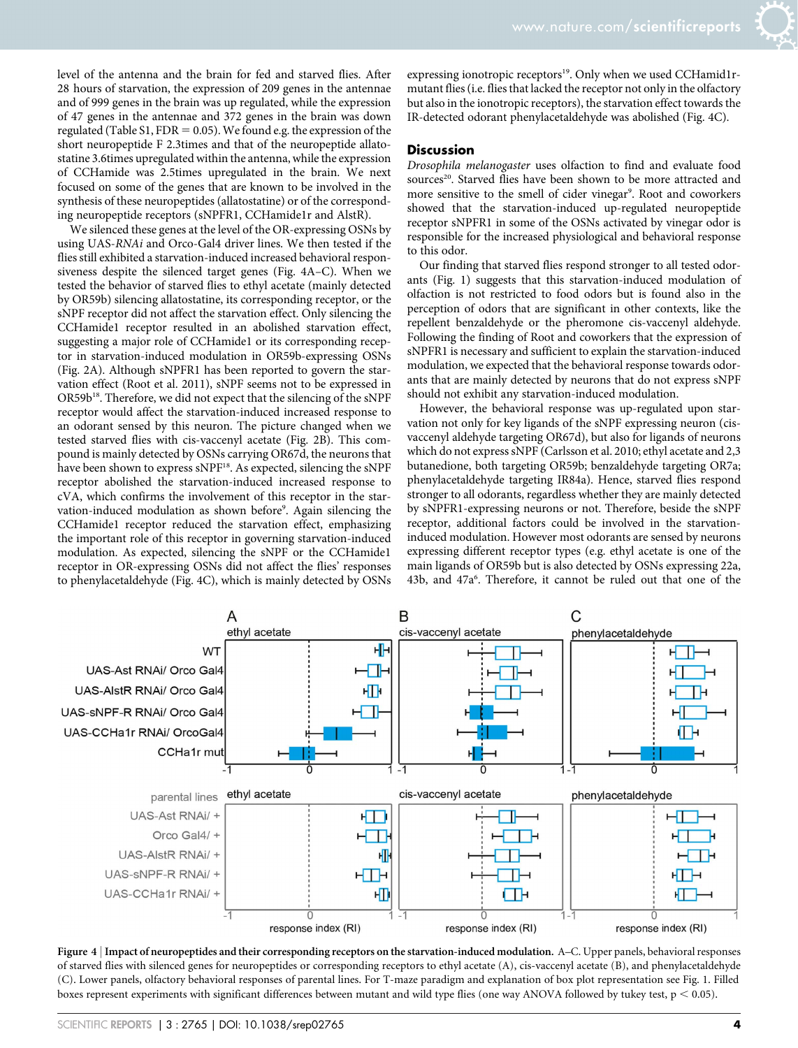level of the antenna and the brain for fed and starved flies. After 28 hours of starvation, the expression of 209 genes in the antennae and of 999 genes in the brain was up regulated, while the expression of 47 genes in the antennae and 372 genes in the brain was down regulated (Table S1, FDR = 0.05). We found e.g. the expression of the short neuropeptide F 2.3times and that of the neuropeptide allatostatine 3.6times upregulated within the antenna, while the expression of CCHamide was 2.5times upregulated in the brain. We next focused on some of the genes that are known to be involved in the synthesis of these neuropeptides (allatostatine) or of the corresponding neuropeptide receptors (sNPFR1, CCHamide1r and AlstR).

We silenced these genes at the level of the OR-expressing OSNs by using UAS-*RNAi* and Orco-Gal4 driver lines. We then tested if the flies still exhibited a starvation-induced increased behavioral responsiveness despite the silenced target genes (Fig. 4A–C). When we tested the behavior of starved flies to ethyl acetate (mainly detected by OR59b) silencing allatostatine, its corresponding receptor, or the sNPF receptor did not affect the starvation effect. Only silencing the CCHamide1 receptor resulted in an abolished starvation effect, suggesting a major role of CCHamide1 or its corresponding receptor in starvation-induced modulation in OR59b-expressing OSNs (Fig. 2A). Although sNPFR1 has been reported to govern the starvation effect (Root et al. 2011), sNPF seems not to be expressed in OR59b[18]. Therefore, we did not expect that the silencing of the sNPF receptor would affect the starvation-induced increased response to an odorant sensed by this neuron. The picture changed when we tested starved flies with cis-vaccenyl acetate (Fig. 2B). This compound is mainly detected by OSNs carrying OR67d, the neurons that have been shown to express sNPF[18]. As expected, silencing the sNPF receptor abolished the starvation-induced increased response to cVA, which confirms the involvement of this receptor in the starvation-induced modulation as shown before[9]. Again silencing the CCHamide1 receptor reduced the starvation effect, emphasizing the important role of this receptor in governing starvation-induced modulation. As expected, silencing the sNPF or the CCHamide1 receptor in OR-expressing OSNs did not affect the flies' responses to phenylacetaldehyde (Fig. 4C), which is mainly detected by OSNs expressing ionotropic receptors[19]. Only when we used CCHamid1r-mutant flies (i.e. flies that lacked the receptor not only in the olfactory but also in the ionotropic receptors), the starvation effect towards the IR-detected odorant phenylacetaldehyde was abolished (Fig. 4C).

## Discussion

*Drosophila melanogaster* uses olfaction to find and evaluate food sources[20]. Starved flies have been shown to be more attracted and more sensitive to the smell of cider vinegar[9]. Root and coworkers showed that the starvation-induced up-regulated neuropeptide receptor sNPFR1 in some of the OSNs activated by vinegar odor is responsible for the increased physiological and behavioral response to this odor.

Our finding that starved flies respond stronger to all tested odorants (Fig. 1) suggests that this starvation-induced modulation of olfaction is not restricted to food odors but is found also in the perception of odors that are significant in other contexts, like the repellent benzaldehyde or the pheromone cis-vaccenyl aldehyde. Following the finding of Root and coworkers that the expression of sNPFR1 is necessary and sufficient to explain the starvation-induced modulation, we expected that the behavioral response towards odorants that are mainly detected by neurons that do not express sNPF should not exhibit any starvation-induced modulation.

However, the behavioral response was up-regulated upon starvation not only for key ligands of the sNPF expressing neuron (cis-vaccenyl aldehyde targeting OR67d), but also for ligands of neurons which do not express sNPF (Carlsson et al. 2010; ethyl acetate and 2,3 butanedione, both targeting OR59b; benzaldehyde targeting OR7a; phenylacetaldehyde targeting IR84a). Hence, starved flies respond stronger to all odorants, regardless whether they are mainly detected by sNPFR1-expressing neurons or not. Therefore, beside the sNPF receptor, additional factors could be involved in the starvation-induced modulation. However most odorants are sensed by neurons expressing different receptor types (e.g. ethyl acetate is one of the main ligands of OR59b but is also detected by OSNs expressing 22a, 43b, and 47a[6]. Therefore, it cannot be ruled out that one of the

**Figure 4 | Impact of neuropeptides and their corresponding receptors on the starvation-induced modulation.** A–C. Upper panels, behavioral responses of starved flies with silenced genes for neuropeptides or corresponding receptors to ethyl acetate (A), cis-vaccenyl acetate (B), and phenylacetaldehyde (C). Lower panels, olfactory behavioral responses of parental lines. For T-maze paradigm and explanation of box plot representation see Fig. 1. Filled boxes represent experiments with significant differences between mutant and wild type flies (one way ANOVA followed by tukey test, $p < 0.05$).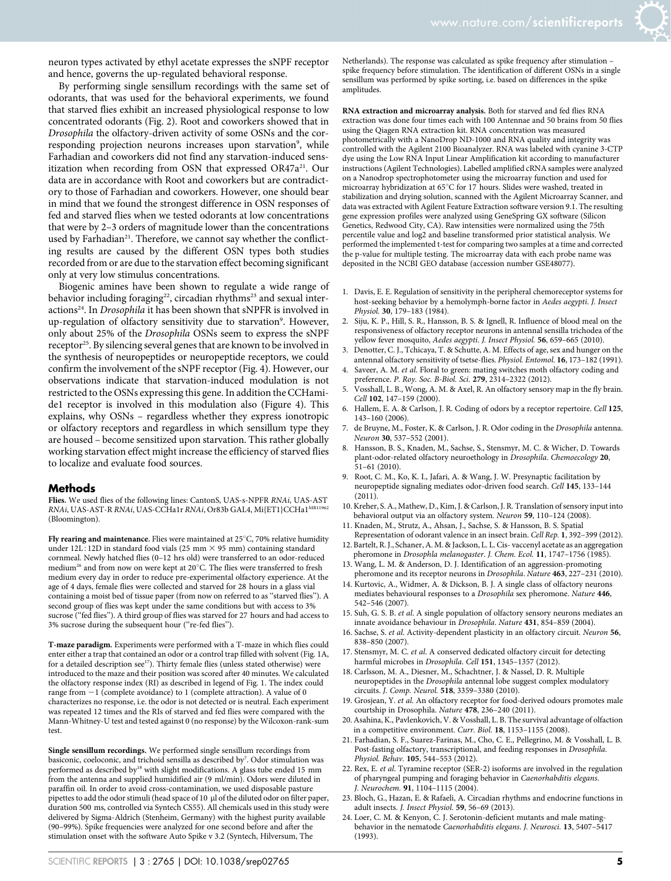neuron types activated by ethyl acetate expresses the sNPF receptor and hence, governs the up-regulated behavioral response.

By performing single sensillum recordings with the same set of odorants, that was used for the behavioral experiments, we found that starved flies exhibit an increased physiological response to low concentrated odorants (Fig. 2). Root and coworkers showed that in *Drosophila* the olfactory-driven activity of some OSNs and the corresponding projection neurons increases upon starvation[9], while Farhadian and coworkers did not find any starvation-induced sensitization when recording from OSN that expressed OR47a[21]. Our data are in accordance with Root and coworkers but are contradictory to those of Farhadian and coworkers. However, one should bear in mind that we found the strongest difference in OSN responses of fed and starved flies when we tested odorants at low concentrations that were by 2–3 orders of magnitude lower than the concentrations used by Farhadian[21]. Therefore, we cannot say whether the conflicting results are caused by the different OSN types both studies recorded from or are due to the starvation effect becoming significant only at very low stimulus concentrations.

Biogenic amines have been shown to regulate a wide range of behavior including foraging[22], circadian rhythms[23] and sexual interactions[24]. In *Drosophila* it has been shown that sNPFR is involved in up-regulation of olfactory sensitivity due to starvation[9]. However, only about 25% of the *Drosophila* OSNs seem to express the sNPF receptor[25]. By silencing several genes that are known to be involved in the synthesis of neuropeptides or neuropeptide receptors, we could confirm the involvement of the sNPF receptor (Fig. 4). However, our observations indicate that starvation-induced modulation is not restricted to the OSNs expressing this gene. In addition the CCHamide1 receptor is involved in this modulation also (Figure 4). This explains, why OSNs – regardless whether they express ionotropic or olfactory receptors and regardless in which sensillum type they are housed – become sensitized upon starvation. This rather globally working starvation effect might increase the efficiency of starved flies to localize and evaluate food sources.

## Methods

**Flies.** We used flies of the following lines: CantonS, UAS-s-NPFR *RNAi*, UAS-AST *RNAi*, UAS-AST-R *RNAi*, UAS-CCHa1r *RNAi*, Or83b GAL4, Mi{ET1}CCHa1[MB11962] (Bloomington).

**Fly rearing and maintenance.** Flies were maintained at 25°C, 70% relative humidity under 12L:12D in standard food vials (25 mm × 95 mm) containing standard cornmeal. Newly hatched flies (0–12 hrs old) were transferred to an odor-reduced medium[26] and from now on were kept at 20°C. The flies were transferred to fresh medium every day in order to reduce pre-experimental olfactory experience. At the age of 4 days, female flies were collected and starved for 28 hours in a glass vial containing a moist bed of tissue paper (from now on referred to as "starved flies"). A second group of flies was kept under the same conditions but with access to 3% sucrose ("fed flies"). A third group of flies was starved for 27 hours and had access to 3% sucrose during the subsequent hour ("re-fed flies").

**T-maze paradigm.** Experiments were performed with a T-maze in which flies could enter either a trap that contained an odor or a control trap filled with solvent (Fig. 1A, for a detailed description see[17]). Thirty female flies (unless stated otherwise) were introduced to the maze and their position was scored after 40 minutes. We calculated the olfactory response index (RI) as described in legend of Fig. 1. The index could range from −1 (complete avoidance) to 1 (complete attraction). A value of 0 characterizes no response, i.e. the odor is not detected or is neutral. Each experiment was repeated 12 times and the RIs of starved and fed flies were compared with the Mann-Whitney-U test and tested against 0 (no response) by the Wilcoxon-rank-sum test.

**Single sensillum recordings.** We performed single sensillum recordings from basiconic, coeloconic, and trichoid sensilla as described by[7]. Odor stimulation was performed as described by[18] with slight modifications. A glass tube ended 15 mm from the antenna and supplied humidified air (9 ml/min). Odors were diluted in paraffin oil. In order to avoid cross-contamination, we used disposable pasture pipettes to add the odor stimuli (head space of 10 µl of the diluted odor on filter paper, duration 500 ms, controlled via Syntech CS55). All chemicals used in this study were delivered by Sigma-Aldrich (Stenheim, Germany) with the highest purity available (90–99%). Spike frequencies were analyzed for one second before and after the stimulation onset with the software Auto Spike v 3.2 (Syntech, Hilversum, The Netherlands). The response was calculated as spike frequency after stimulation – spike frequency before stimulation. The identification of different OSNs in a single sensillum was performed by spike sorting, i.e. based on differences in the spike amplitudes.

**RNA extraction and microarray analysis.** Both for starved and fed flies RNA extraction was done four times each with 100 Antennae and 50 brains from 50 flies using the Qiagen RNA extraction kit. RNA concentration was measured photometrically with a NanoDrop ND-1000 and RNA quality and integrity was controlled with the Agilent 2100 Bioanalyzer. RNA was labeled with cyanine 3-CTP dye using the Low RNA Input Linear Amplification kit according to manufacturer instructions (Agilent Technologies). Labelled amplified cRNA samples were analyzed on a Nanodrop spectrophotometer using the microarray function and used for microarray hybridization at 65°C for 17 hours. Slides were washed, treated in stabilization and drying solution, scanned with the Agilent Microarray Scanner, and data was extracted with Agilent Feature Extraction software version 9.1. The resulting gene expression profiles were analyzed using GeneSpring GX software (Silicon Genetics, Redwood City, CA). Raw intensities were normalized using the 75th percentile value and log2 and baseline transformed prior statistical analysis. We performed the implemented t-test for comparing two samples at a time and corrected the p-value for multiple testing. The microarray data with each probe name was deposited in the NCBI GEO database (accession number GSE48077).

1. Davis, E. E. Regulation of sensitivity in the peripheral chemoreceptor systems for host-seeking behavior by a hemolymph-borne factor in *Aedes aegypti*. *J. Insect Physiol.* **30**, 179–183 (1984).
2. Siju, K. P., Hill, S. R., Hansson, B. S. & Ignell, R. Influence of blood meal on the responsiveness of olfactory receptor neurons in antennal sensilla trichodea of the yellow fever mosquito, *Aedes aegypti*. *J. Insect Physiol.* **56**, 659–665 (2010).
3. Denotter, C. J., Tchicaya, T. & Schutte, A. M. Effects of age, sex and hunger on the antennal olfactory sensitivity of tsetse-flies. *Physiol. Entomol.* **16**, 173–182 (1991).
4. Saveer, A. M. *et al*. Floral to green: mating switches moth olfactory coding and preference. *P. Roy. Soc. B-Biol. Sci.* **279**, 2314–2322 (2012).
5. Vosshall, L. B., Wong, A. M. & Axel, R. An olfactory sensory map in the fly brain. *Cell* **102**, 147–159 (2000).
6. Hallem, E. A. & Carlson, J. R. Coding of odors by a receptor repertoire. *Cell* **125**, 143–160 (2006).
7. de Bruyne, M., Foster, K. & Carlson, J. R. Odor coding in the *Drosophila* antenna. *Neuron* **30**, 537–552 (2001).
8. Hansson, B. S., Knaden, M., Sachse, S., Stensmyr, M. C. & Wicher, D. Towards plant-odor-related olfactory neuroethology in *Drosophila*. *Chemoecology* **20**, 51–61 (2010).
9. Root, C. M., Ko, K. I., Jafari, A. & Wang, J. W. Presynaptic facilitation by neuropeptide signaling mediates odor-driven food search. *Cell* **145**, 133–144 (2011).
10. Kreher, S. A., Mathew, D., Kim, J. & Carlson, J. R. Translation of sensory input into behavioral output via an olfactory system. *Neuron* **59**, 110–124 (2008).
11. Knaden, M., Strutz, A., Ahsan, J., Sachse, S. & Hansson, B. S. Spatial Representation of odorant valence in an insect brain. *Cell Rep.* **1**, 392–399 (2012).
12. Bartelt, R. J., Schaner, A. M. & Jackson, L. L. Cis- vaccenyl acetate as an aggregation pheromone in *Drosophla melanogaster*. *J. Chem. Ecol.* **11**, 1747–1756 (1985).
13. Wang, L. M. & Anderson, D. J. Identification of an aggression-promoting pheromone and its receptor neurons in *Drosophila*. *Nature* **463**, 227–231 (2010).
14. Kurtovic, A., Widmer, A. & Dickson, B. J. A single class of olfactory neurons mediates behavioural responses to a *Drosophila* sex pheromone. *Nature* **446**, 542–546 (2007).
15. Suh, G. S. B. *et al*. A single population of olfactory sensory neurons mediates an innate avoidance behaviour in *Drosophila*. *Nature* **431**, 854–859 (2004).
16. Sachse, S. *et al*. Activity-dependent plasticity in an olfactory circuit. *Neuron* **56**, 838–850 (2007).
17. Stensmyr, M. C. *et al*. A conserved dedicated olfactory circuit for detecting harmful microbes in *Drosophila*. *Cell* **151**, 1345–1357 (2012).
18. Carlsson, M. A., Diesner, M., Schachtner, J. & Nassel, D. R. Multiple neuropeptides in the *Drosophila* antennal lobe suggest complex modulatory circuits. *J. Comp. Neurol.* **518**, 3359–3380 (2010).
19. Grosjean, Y. *et al*. An olfactory receptor for food-derived odours promotes male courtship in Drosophila. *Nature* **478**, 236–240 (2011).
20. Asahina, K., Pavlenkovich, V. & Vosshall, L. B. The survival advantage of olfaction in a competitive environment. *Curr. Biol.* **18**, 1153–1155 (2008).
21. Farhadian, S. F., Suarez-Farinas, M., Cho, C. E., Pellegrino, M. & Vosshall, L. B. Post-fasting olfactory, transcriptional, and feeding responses in *Drosophila*. *Physiol. Behav.* **105**, 544–553 (2012).
22. Rex, E. *et al*. Tyramine receptor (SER-2) isoforms are involved in the regulation of pharyngeal pumping and foraging behavior in *Caenorhabditis elegans*. *J. Neurochem.* **91**, 1104–1115 (2004).
23. Bloch, G., Hazan, E. & Rafaeli, A. Circadian rhythms and endocrine functions in adult insects. *J. Insect Physiol.* **59**, 56–69 (2013).
24. Loer, C. M. & Kenyon, C. J. Serotonin-deficient mutants and male mating-behavior in the nematode *Caenorhabditis elegans*. *J. Neurosci.* **13**, 5407–5417 (1993).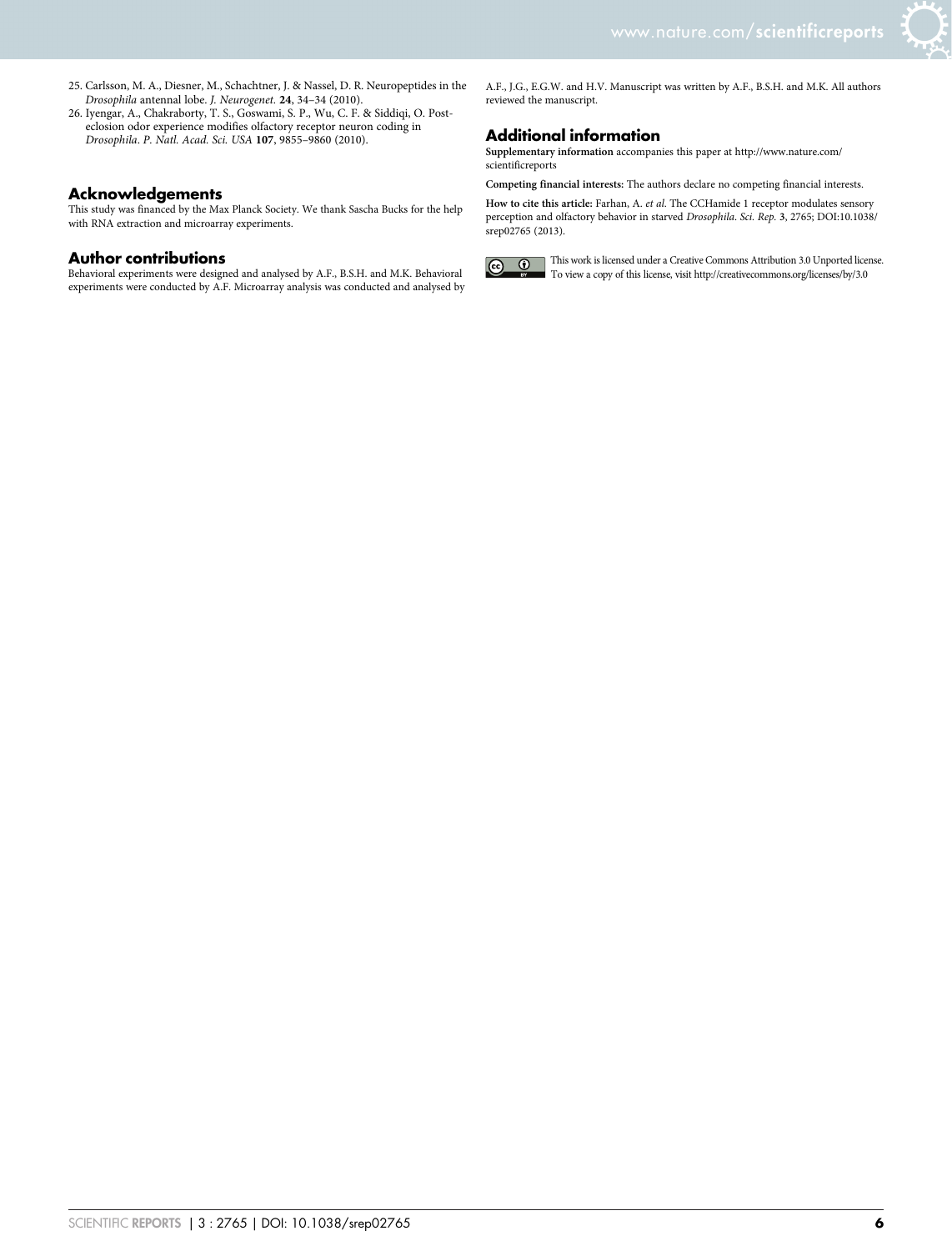25. Carlsson, M. A., Diesner, M., Schachtner, J. & Nassel, D. R. Neuropeptides in the *Drosophila* antennal lobe. *J. Neurogenet.* **24**, 34–34 (2010).
26. Iyengar, A., Chakraborty, T. S., Goswami, S. P., Wu, C. F. & Siddiqi, O. Post-eclosion odor experience modifies olfactory receptor neuron coding in *Drosophila*. *P. Natl. Acad. Sci. USA* **107**, 9855–9860 (2010).

## Acknowledgements

This study was financed by the Max Planck Society. We thank Sascha Bucks for the help with RNA extraction and microarray experiments.

## Author contributions

Behavioral experiments were designed and analysed by A.F., B.S.H. and M.K. Behavioral experiments were conducted by A.F. Microarray analysis was conducted and analysed by A.F., J.G., E.G.W. and H.V. Manuscript was written by A.F., B.S.H. and M.K. All authors reviewed the manuscript.

## Additional information

**Supplementary information** accompanies this paper at http://www.nature.com/scientificreports

**Competing financial interests:** The authors declare no competing financial interests.

**How to cite this article:** Farhan, A. *et al*. The CCHamide 1 receptor modulates sensory perception and olfactory behavior in starved *Drosophila*. *Sci. Rep.* **3**, 2765; DOI:10.1038/srep02765 (2013).

This work is licensed under a Creative Commons Attribution 3.0 Unported license. To view a copy of this license, visit http://creativecommons.org/licenses/by/3.0